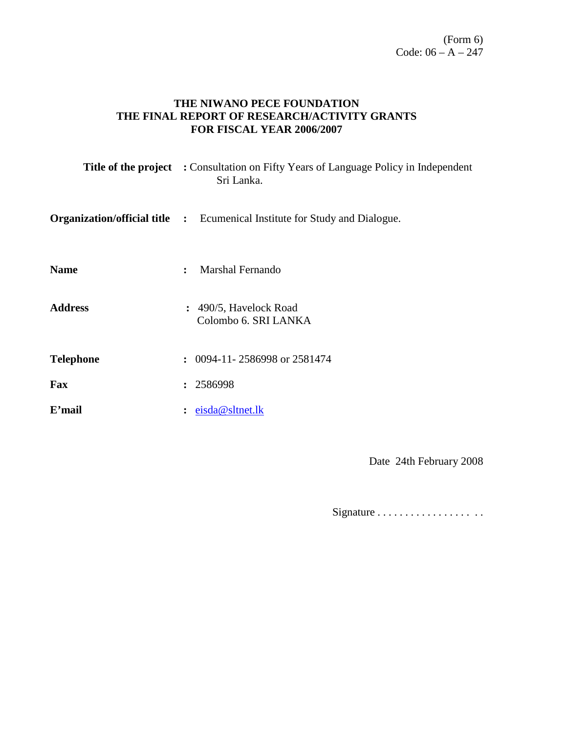(Form 6)
Code: 06 – A – 247

**THE NIWANO PECE FOUNDATION**
**THE FINAL REPORT OF RESEARCH/ACTIVITY GRANTS**
**FOR FISCAL YEAR 2006/2007**

**Title of the project :** Consultation on Fifty Years of Language Policy in Independent Sri Lanka.

**Organization/official title :** Ecumenical Institute for Study and Dialogue.

**Name :** Marshal Fernando

**Address :** 490/5, Havelock Road
Colombo 6. SRI LANKA

**Telephone :** 0094-11- 2586998 or 2581474

**Fax :** 2586998

**E'mail :** eisda@sltnet.lk

Date 24th February 2008

Signature . . . . . . . . . . . . . . . . . . .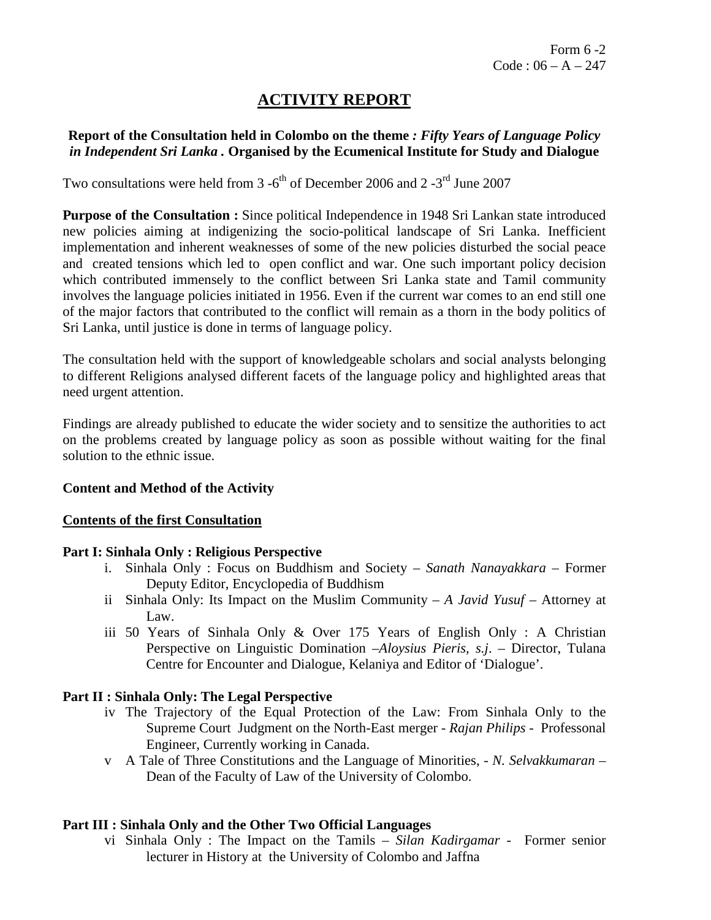Form 6 -2
Code : 06 – A – 247

# ACTIVITY REPORT

**Report of the Consultation held in Colombo on the theme *: Fifty Years of Language Policy in Independent Sri Lanka* . Organised by the Ecumenical Institute for Study and Dialogue**

Two consultations were held from 3 -6th of December 2006 and 2 -3rd June 2007

**Purpose of the Consultation :** Since political Independence in 1948 Sri Lankan state introduced new policies aiming at indigenizing the socio-political landscape of Sri Lanka. Inefficient implementation and inherent weaknesses of some of the new policies disturbed the social peace and created tensions which led to open conflict and war. One such important policy decision which contributed immensely to the conflict between Sri Lanka state and Tamil community involves the language policies initiated in 1956. Even if the current war comes to an end still one of the major factors that contributed to the conflict will remain as a thorn in the body politics of Sri Lanka, until justice is done in terms of language policy.

The consultation held with the support of knowledgeable scholars and social analysts belonging to different Religions analysed different facets of the language policy and highlighted areas that need urgent attention.

Findings are already published to educate the wider society and to sensitize the authorities to act on the problems created by language policy as soon as possible without waiting for the final solution to the ethnic issue.

**Content and Method of the Activity**

**Contents of the first Consultation**

**Part I: Sinhala Only : Religious Perspective**

i. Sinhala Only : Focus on Buddhism and Society – *Sanath Nanayakkara* – Former Deputy Editor, Encyclopedia of Buddhism

ii Sinhala Only: Its Impact on the Muslim Community – *A Javid Yusuf* – Attorney at Law.

iii 50 Years of Sinhala Only & Over 175 Years of English Only : A Christian Perspective on Linguistic Domination –*Aloysius Pieris, s.j*. – Director, Tulana Centre for Encounter and Dialogue, Kelaniya and Editor of 'Dialogue'.

**Part II : Sinhala Only: The Legal Perspective**

iv The Trajectory of the Equal Protection of the Law: From Sinhala Only to the Supreme Court Judgment on the North-East merger - *Rajan Philips* - Professonal Engineer, Currently working in Canada.

v A Tale of Three Constitutions and the Language of Minorities, - *N. Selvakkumaran* – Dean of the Faculty of Law of the University of Colombo.

**Part III : Sinhala Only and the Other Two Official Languages**

vi Sinhala Only : The Impact on the Tamils – *Silan Kadirgamar* - Former senior lecturer in History at the University of Colombo and Jaffna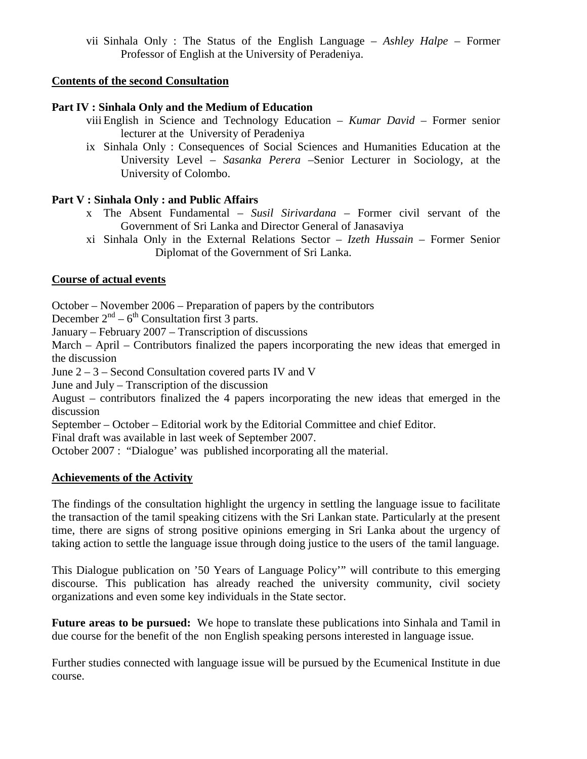vii Sinhala Only : The Status of the English Language – *Ashley Halpe* – Former Professor of English at the University of Peradeniya.

**Contents of the second Consultation**

**Part IV : Sinhala Only and the Medium of Education**

viii English in Science and Technology Education – *Kumar David* – Former senior lecturer at the University of Peradeniya

ix Sinhala Only : Consequences of Social Sciences and Humanities Education at the University Level – *Sasanka Perera* –Senior Lecturer in Sociology, at the University of Colombo.

**Part V : Sinhala Only : and Public Affairs**

x The Absent Fundamental – *Susil Sirivardana* – Former civil servant of the Government of Sri Lanka and Director General of Janasaviya

xi Sinhala Only in the External Relations Sector – *Izeth Hussain* – Former Senior Diplomat of the Government of Sri Lanka.

**Course of actual events**

October – November 2006 – Preparation of papers by the contributors
December 2nd – 6th Consultation first 3 parts.
January – February 2007 – Transcription of discussions
March – April – Contributors finalized the papers incorporating the new ideas that emerged in the discussion
June 2 – 3 – Second Consultation covered parts IV and V
June and July – Transcription of the discussion
August – contributors finalized the 4 papers incorporating the new ideas that emerged in the discussion
September – October – Editorial work by the Editorial Committee and chief Editor.
Final draft was available in last week of September 2007.
October 2007 : "Dialogue' was published incorporating all the material.

**Achievements of the Activity**

The findings of the consultation highlight the urgency in settling the language issue to facilitate the transaction of the tamil speaking citizens with the Sri Lankan state. Particularly at the present time, there are signs of strong positive opinions emerging in Sri Lanka about the urgency of taking action to settle the language issue through doing justice to the users of the tamil language.

This Dialogue publication on '50 Years of Language Policy'" will contribute to this emerging discourse. This publication has already reached the university community, civil society organizations and even some key individuals in the State sector.

**Future areas to be pursued:** We hope to translate these publications into Sinhala and Tamil in due course for the benefit of the non English speaking persons interested in language issue.

Further studies connected with language issue will be pursued by the Ecumenical Institute in due course.